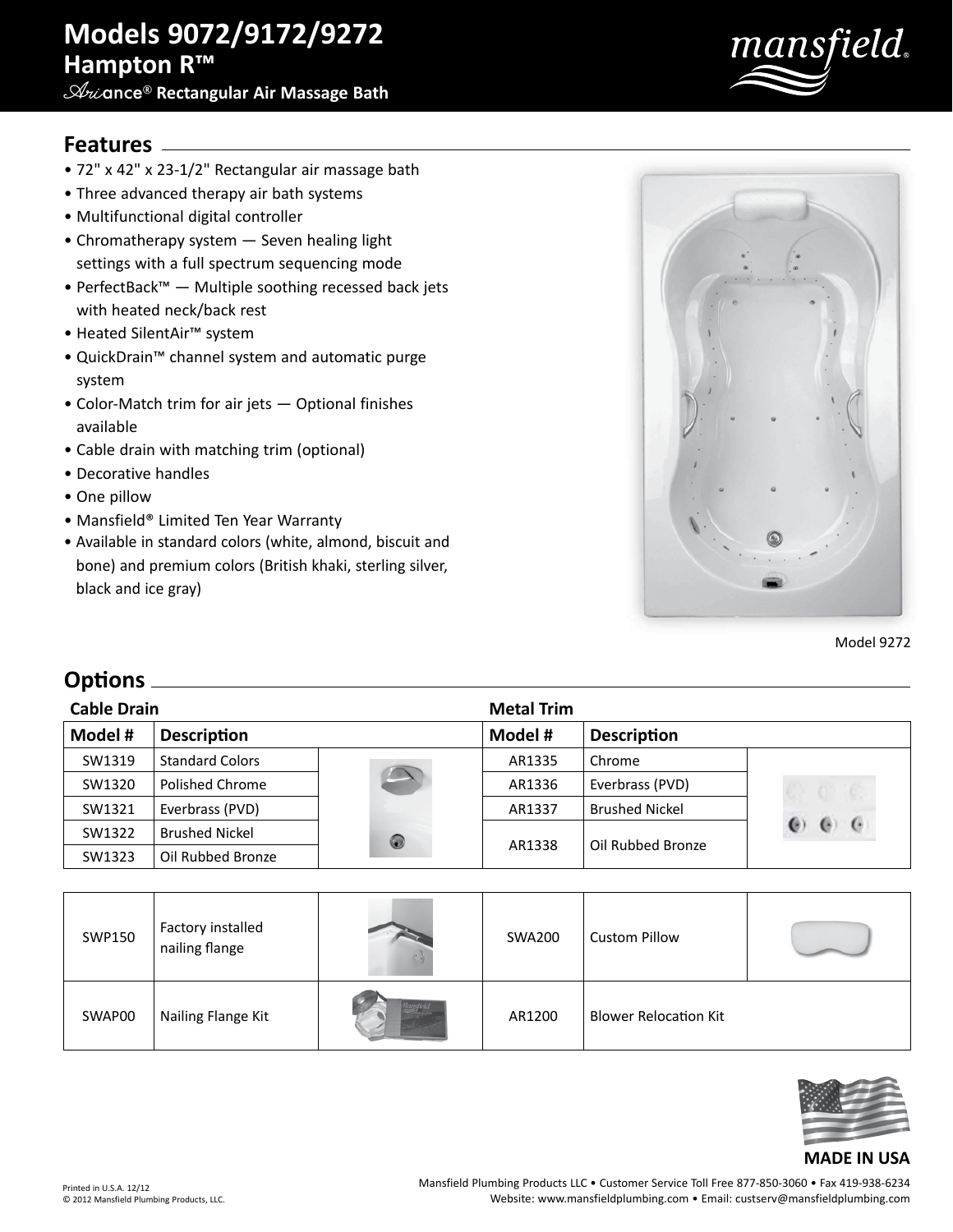# Models 9072/9172/9272

## Hampton R™

### Ariance® Rectangular Air Massage Bath

## Features

- 72" x 42" x 23-1/2" Rectangular air massage bath
- Three advanced therapy air bath systems
- Multifunctional digital controller
- Chromatherapy system — Seven healing light settings with a full spectrum sequencing mode
- PerfectBack™ — Multiple soothing recessed back jets with heated neck/back rest
- Heated SilentAir™ system
- QuickDrain™ channel system and automatic purge system
- Color-Match trim for air jets — Optional finishes available
- Cable drain with matching trim (optional)
- Decorative handles
- One pillow
- Mansfield® Limited Ten Year Warranty
- Available in standard colors (white, almond, biscuit and bone) and premium colors (British khaki, sterling silver, black and ice gray)

Model 9272

## Options

**Cable Drain**

| Model # | Description |
|---|---|
| SW1319 | Standard Colors |
| SW1320 | Polished Chrome |
| SW1321 | Everbrass (PVD) |
| SW1322 | Brushed Nickel |
| SW1323 | Oil Rubbed Bronze |

**Metal Trim**

| Model # | Description |
|---|---|
| AR1335 | Chrome |
| AR1336 | Everbrass (PVD) |
| AR1337 | Brushed Nickel |
| AR1338 | Oil Rubbed Bronze |

| Model # | Description | Model # | Description |
|---|---|---|---|
| SWP150 | Factory installed nailing flange | SWA200 | Custom Pillow |
| SWAP00 | Nailing Flange Kit | AR1200 | Blower Relocation Kit |

**MADE IN USA**

Printed in U.S.A. 12/12
© 2012 Mansfield Plumbing Products, LLC.

Mansfield Plumbing Products LLC • Customer Service Toll Free 877-850-3060 • Fax 419-938-6234
Website: www.mansfieldplumbing.com • Email: custserv@mansfieldplumbing.com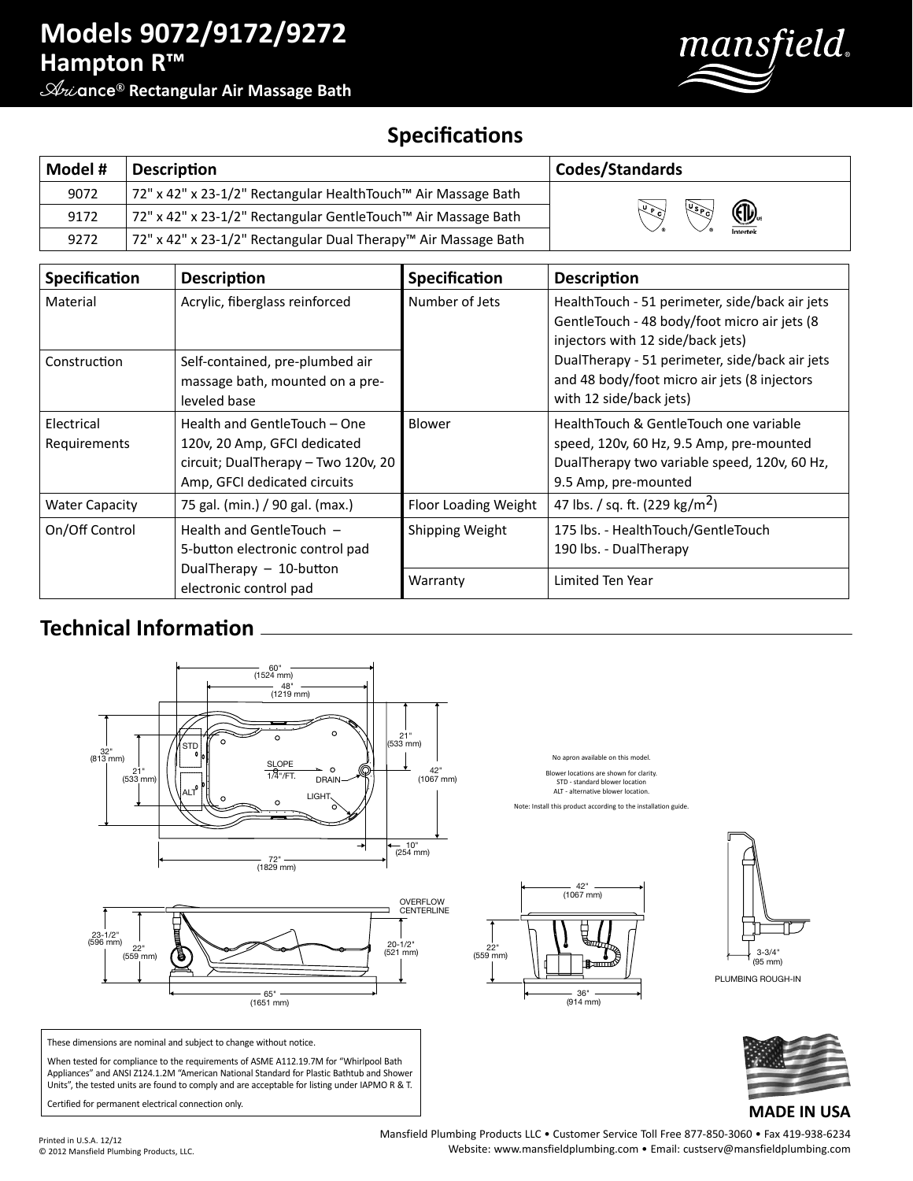# Models 9072/9172/9272

## Hampton R™

### Ariance® Rectangular Air Massage Bath

## Specifications

| Model # | Description | Codes/Standards |
|---|---|---|
| 9072 | 72" x 42" x 23-1/2" Rectangular HealthTouch™ Air Massage Bath | |
| 9172 | 72" x 42" x 23-1/2" Rectangular GentleTouch™ Air Massage Bath | |
| 9272 | 72" x 42" x 23-1/2" Rectangular Dual Therapy™ Air Massage Bath | |

| Specification | Description | Specification | Description |
|---|---|---|---|
| Material | Acrylic, fiberglass reinforced | Number of Jets | HealthTouch - 51 perimeter, side/back air jets GentleTouch - 48 body/foot micro air jets (8 injectors with 12 side/back jets) DualTherapy - 51 perimeter, side/back air jets and 48 body/foot micro air jets (8 injectors with 12 side/back jets) |
| Construction | Self-contained, pre-plumbed air massage bath, mounted on a pre-leveled base | | |
| Electrical Requirements | Health and GentleTouch – One 120v, 20 Amp, GFCI dedicated circuit; DualTherapy – Two 120v, 20 Amp, GFCI dedicated circuits | Blower | HealthTouch & GentleTouch one variable speed, 120v, 60 Hz, 9.5 Amp, pre-mounted DualTherapy two variable speed, 120v, 60 Hz, 9.5 Amp, pre-mounted |
| Water Capacity | 75 gal. (min.) / 90 gal. (max.) | Floor Loading Weight | 47 lbs. / sq. ft. (229 kg/$m^2$) |
| On/Off Control | Health and GentleTouch – 5-button electronic control pad DualTherapy – 10-button electronic control pad | Shipping Weight | 175 lbs. - HealthTouch/GentleTouch 190 lbs. - DualTherapy |
| | | Warranty | Limited Ten Year |

## Technical Information

60" (1524 mm)
48" (1219 mm)
32" (813 mm)
21" (533 mm)
21" (533 mm)
42" (1067 mm)
STD
ALT
SLOPE 1/4"/FT.
DRAIN
LIGHT
10" (254 mm)
72" (1829 mm)

No apron available on this model.

Blower locations are shown for clarity.
STD - standard blower location
ALT - alternative blower location.

Note: Install this product according to the installation guide.

OVERFLOW CENTERLINE
23-1/2" (596 mm)
22" (559 mm)
20-1/2" (521 mm)
65" (1651 mm)

42" (1067 mm)
22" (559 mm)
36" (914 mm)

3-3/4" (95 mm)
PLUMBING ROUGH-IN

These dimensions are nominal and subject to change without notice.

When tested for compliance to the requirements of ASME A112.19.7M for "Whirlpool Bath Appliances" and ANSI Z124.1.2M "American National Standard for Plastic Bathtub and Shower Units", the tested units are found to comply and are acceptable for listing under IAPMO R & T.

Certified for permanent electrical connection only.

**MADE IN USA**

Printed in U.S.A. 12/12
© 2012 Mansfield Plumbing Products, LLC.

Mansfield Plumbing Products LLC • Customer Service Toll Free 877-850-3060 • Fax 419-938-6234
Website: www.mansfieldplumbing.com • Email: custserv@mansfieldplumbing.com